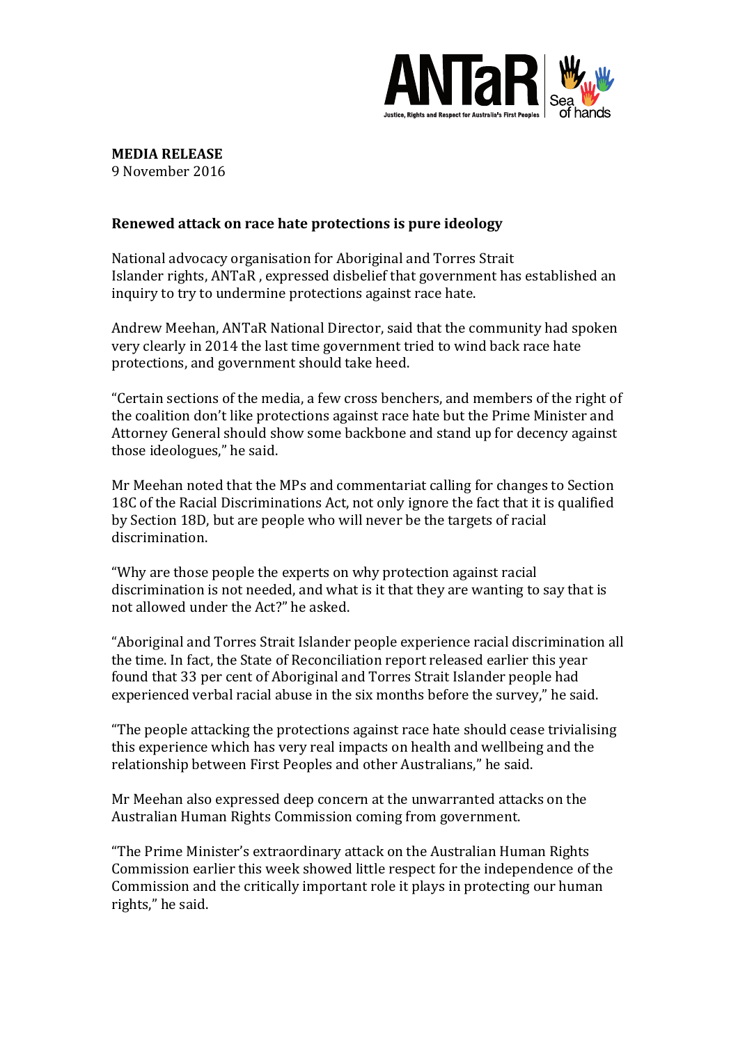**MEDIA RELEASE**
9 November 2016

## Renewed attack on race hate protections is pure ideology

National advocacy organisation for Aboriginal and Torres Strait Islander rights, ANTaR , expressed disbelief that government has established an inquiry to try to undermine protections against race hate.

Andrew Meehan, ANTaR National Director, said that the community had spoken very clearly in 2014 the last time government tried to wind back race hate protections, and government should take heed.

"Certain sections of the media, a few cross benchers, and members of the right of the coalition don't like protections against race hate but the Prime Minister and Attorney General should show some backbone and stand up for decency against those ideologues," he said.

Mr Meehan noted that the MPs and commentariat calling for changes to Section 18C of the Racial Discriminations Act, not only ignore the fact that it is qualified by Section 18D, but are people who will never be the targets of racial discrimination.

"Why are those people the experts on why protection against racial discrimination is not needed, and what is it that they are wanting to say that is not allowed under the Act?" he asked.

"Aboriginal and Torres Strait Islander people experience racial discrimination all the time. In fact, the State of Reconciliation report released earlier this year found that 33 per cent of Aboriginal and Torres Strait Islander people had experienced verbal racial abuse in the six months before the survey," he said.

"The people attacking the protections against race hate should cease trivialising this experience which has very real impacts on health and wellbeing and the relationship between First Peoples and other Australians," he said.

Mr Meehan also expressed deep concern at the unwarranted attacks on the Australian Human Rights Commission coming from government.

"The Prime Minister's extraordinary attack on the Australian Human Rights Commission earlier this week showed little respect for the independence of the Commission and the critically important role it plays in protecting our human rights," he said.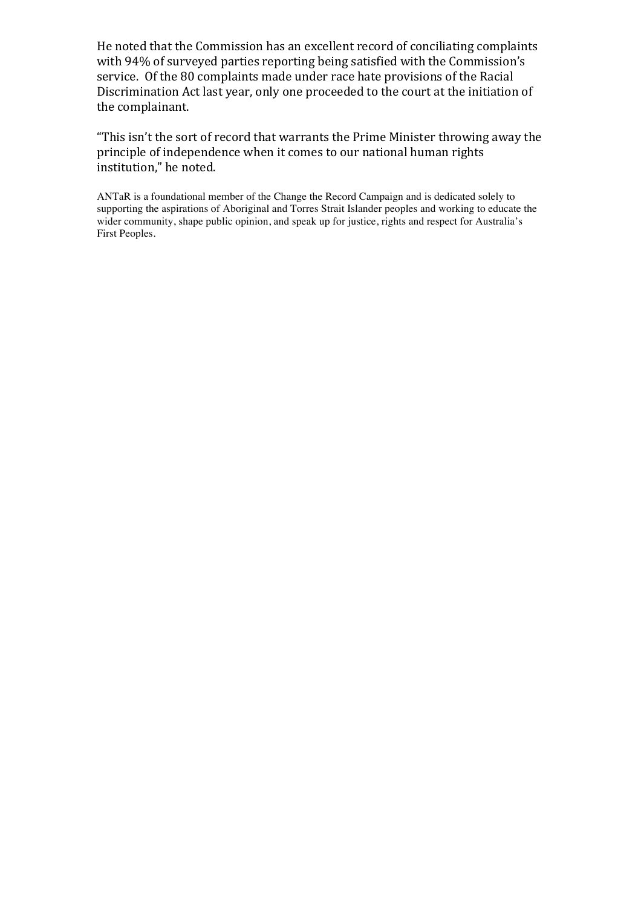He noted that the Commission has an excellent record of conciliating complaints with 94% of surveyed parties reporting being satisfied with the Commission's service. Of the 80 complaints made under race hate provisions of the Racial Discrimination Act last year, only one proceeded to the court at the initiation of the complainant.

"This isn't the sort of record that warrants the Prime Minister throwing away the principle of independence when it comes to our national human rights institution," he noted.

ANTaR is a foundational member of the Change the Record Campaign and is dedicated solely to supporting the aspirations of Aboriginal and Torres Strait Islander peoples and working to educate the wider community, shape public opinion, and speak up for justice, rights and respect for Australia's First Peoples.